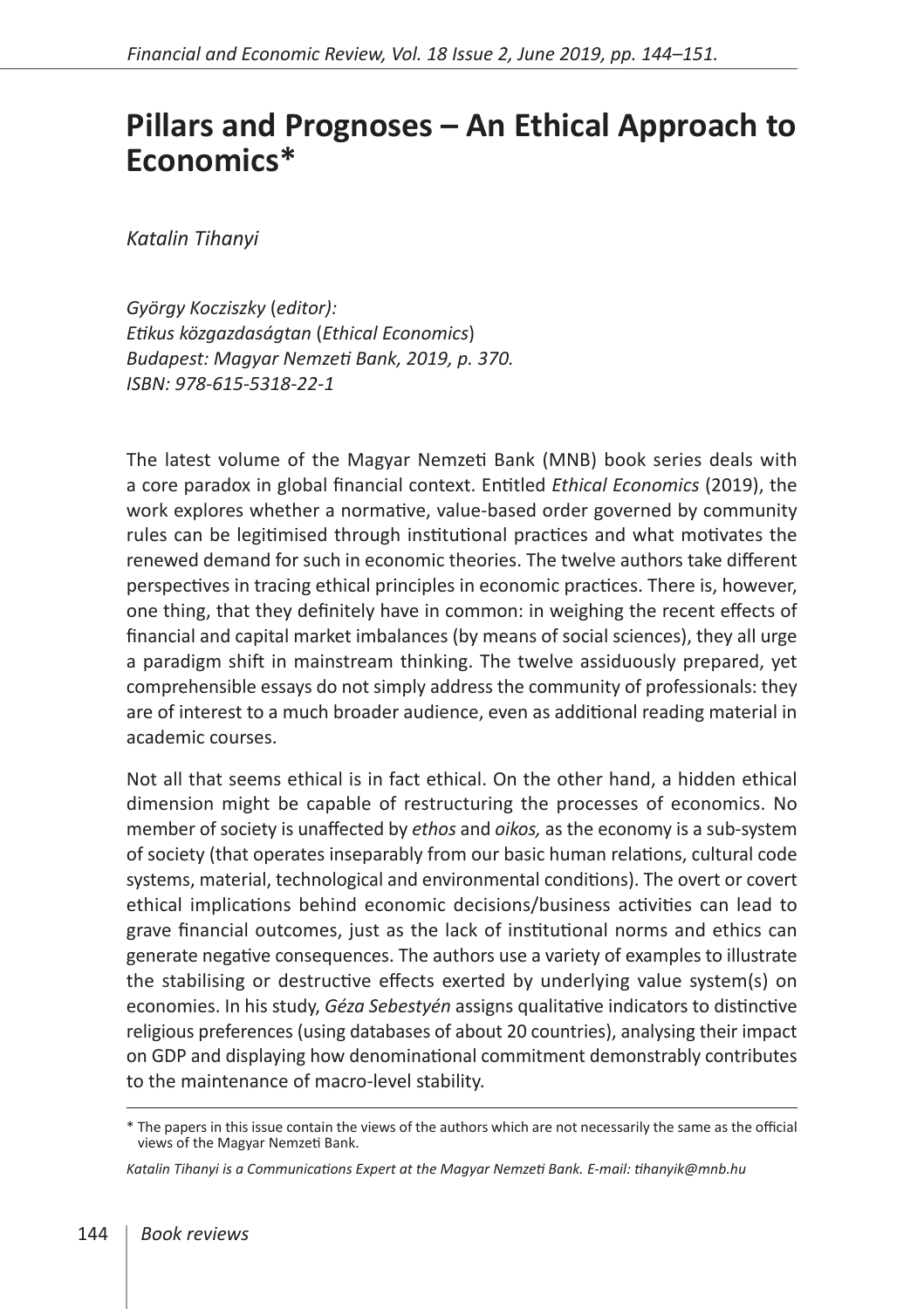# Pillars and Prognoses – An Ethical Approach to Economics*

*Katalin Tihanyi*

*György Kocziszky (editor):*
*Etikus közgazdaságtan (Ethical Economics)*
*Budapest: Magyar Nemzeti Bank, 2019, p. 370.*
*ISBN: 978-615-5318-22-1*

The latest volume of the Magyar Nemzeti Bank (MNB) book series deals with a core paradox in global financial context. Entitled *Ethical Economics* (2019), the work explores whether a normative, value-based order governed by community rules can be legitimised through institutional practices and what motivates the renewed demand for such in economic theories. The twelve authors take different perspectives in tracing ethical principles in economic practices. There is, however, one thing, that they definitely have in common: in weighing the recent effects of financial and capital market imbalances (by means of social sciences), they all urge a paradigm shift in mainstream thinking. The twelve assiduously prepared, yet comprehensible essays do not simply address the community of professionals: they are of interest to a much broader audience, even as additional reading material in academic courses.

Not all that seems ethical is in fact ethical. On the other hand, a hidden ethical dimension might be capable of restructuring the processes of economics. No member of society is unaffected by *ethos* and *oikos,* as the economy is a sub-system of society (that operates inseparably from our basic human relations, cultural code systems, material, technological and environmental conditions). The overt or covert ethical implications behind economic decisions/business activities can lead to grave financial outcomes, just as the lack of institutional norms and ethics can generate negative consequences. The authors use a variety of examples to illustrate the stabilising or destructive effects exerted by underlying value system(s) on economies. In his study, *Géza Sebestyén* assigns qualitative indicators to distinctive religious preferences (using databases of about 20 countries), analysing their impact on GDP and displaying how denominational commitment demonstrably contributes to the maintenance of macro-level stability.

---

\* The papers in this issue contain the views of the authors which are not necessarily the same as the official views of the Magyar Nemzeti Bank.

*Katalin Tihanyi is a Communications Expert at the Magyar Nemzeti Bank. E-mail: tihanyik@mnb.hu*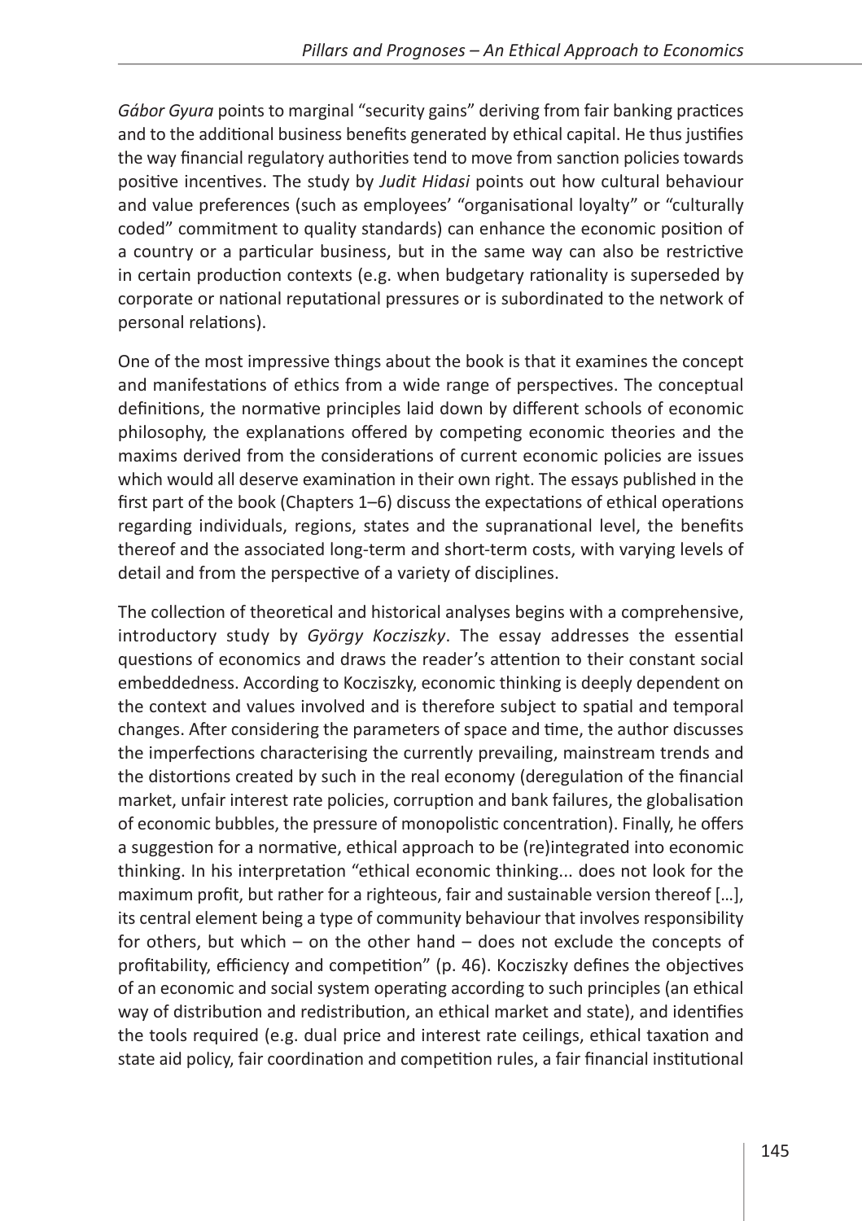*Gábor Gyura* points to marginal "security gains" deriving from fair banking practices and to the additional business benefits generated by ethical capital. He thus justifies the way financial regulatory authorities tend to move from sanction policies towards positive incentives. The study by *Judit Hidasi* points out how cultural behaviour and value preferences (such as employees' "organisational loyalty" or "culturally coded" commitment to quality standards) can enhance the economic position of a country or a particular business, but in the same way can also be restrictive in certain production contexts (e.g. when budgetary rationality is superseded by corporate or national reputational pressures or is subordinated to the network of personal relations).

One of the most impressive things about the book is that it examines the concept and manifestations of ethics from a wide range of perspectives. The conceptual definitions, the normative principles laid down by different schools of economic philosophy, the explanations offered by competing economic theories and the maxims derived from the considerations of current economic policies are issues which would all deserve examination in their own right. The essays published in the first part of the book (Chapters 1–6) discuss the expectations of ethical operations regarding individuals, regions, states and the supranational level, the benefits thereof and the associated long-term and short-term costs, with varying levels of detail and from the perspective of a variety of disciplines.

The collection of theoretical and historical analyses begins with a comprehensive, introductory study by *György Kocziszky*. The essay addresses the essential questions of economics and draws the reader's attention to their constant social embeddedness. According to Kocziszky, economic thinking is deeply dependent on the context and values involved and is therefore subject to spatial and temporal changes. After considering the parameters of space and time, the author discusses the imperfections characterising the currently prevailing, mainstream trends and the distortions created by such in the real economy (deregulation of the financial market, unfair interest rate policies, corruption and bank failures, the globalisation of economic bubbles, the pressure of monopolistic concentration). Finally, he offers a suggestion for a normative, ethical approach to be (re)integrated into economic thinking. In his interpretation "ethical economic thinking... does not look for the maximum profit, but rather for a righteous, fair and sustainable version thereof […], its central element being a type of community behaviour that involves responsibility for others, but which – on the other hand – does not exclude the concepts of profitability, efficiency and competition" (p. 46). Kocziszky defines the objectives of an economic and social system operating according to such principles (an ethical way of distribution and redistribution, an ethical market and state), and identifies the tools required (e.g. dual price and interest rate ceilings, ethical taxation and state aid policy, fair coordination and competition rules, a fair financial institutional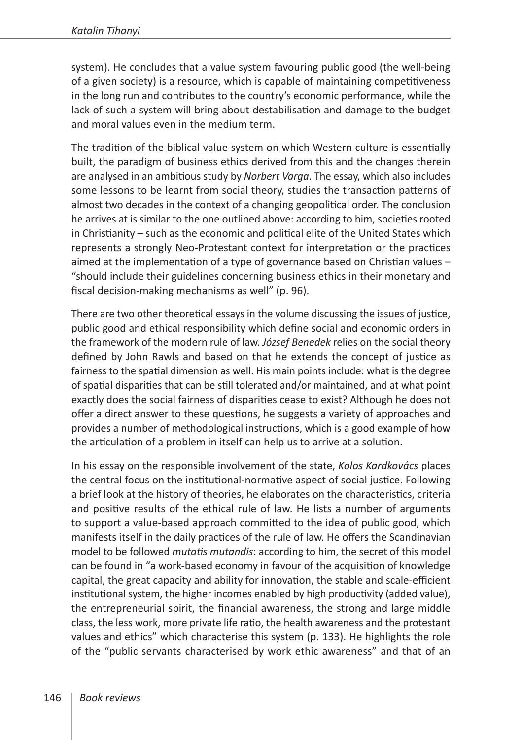system). He concludes that a value system favouring public good (the well-being of a given society) is a resource, which is capable of maintaining competitiveness in the long run and contributes to the country's economic performance, while the lack of such a system will bring about destabilisation and damage to the budget and moral values even in the medium term.

The tradition of the biblical value system on which Western culture is essentially built, the paradigm of business ethics derived from this and the changes therein are analysed in an ambitious study by *Norbert Varga*. The essay, which also includes some lessons to be learnt from social theory, studies the transaction patterns of almost two decades in the context of a changing geopolitical order. The conclusion he arrives at is similar to the one outlined above: according to him, societies rooted in Christianity – such as the economic and political elite of the United States which represents a strongly Neo-Protestant context for interpretation or the practices aimed at the implementation of a type of governance based on Christian values – "should include their guidelines concerning business ethics in their monetary and fiscal decision-making mechanisms as well" (p. 96).

There are two other theoretical essays in the volume discussing the issues of justice, public good and ethical responsibility which define social and economic orders in the framework of the modern rule of law. *József Benedek* relies on the social theory defined by John Rawls and based on that he extends the concept of justice as fairness to the spatial dimension as well. His main points include: what is the degree of spatial disparities that can be still tolerated and/or maintained, and at what point exactly does the social fairness of disparities cease to exist? Although he does not offer a direct answer to these questions, he suggests a variety of approaches and provides a number of methodological instructions, which is a good example of how the articulation of a problem in itself can help us to arrive at a solution.

In his essay on the responsible involvement of the state, *Kolos Kardkovács* places the central focus on the institutional-normative aspect of social justice. Following a brief look at the history of theories, he elaborates on the characteristics, criteria and positive results of the ethical rule of law. He lists a number of arguments to support a value-based approach committed to the idea of public good, which manifests itself in the daily practices of the rule of law. He offers the Scandinavian model to be followed *mutatis mutandis*: according to him, the secret of this model can be found in "a work-based economy in favour of the acquisition of knowledge capital, the great capacity and ability for innovation, the stable and scale-efficient institutional system, the higher incomes enabled by high productivity (added value), the entrepreneurial spirit, the financial awareness, the strong and large middle class, the less work, more private life ratio, the health awareness and the protestant values and ethics" which characterise this system (p. 133). He highlights the role of the "public servants characterised by work ethic awareness" and that of an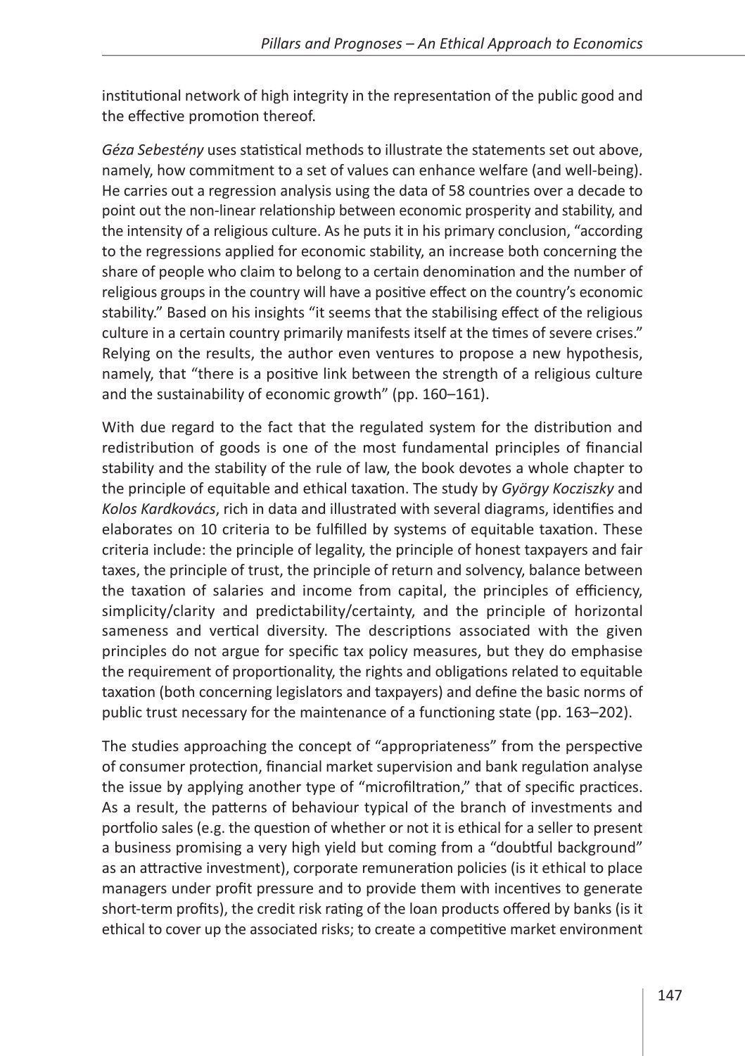institutional network of high integrity in the representation of the public good and the effective promotion thereof.

*Géza Sebestény* uses statistical methods to illustrate the statements set out above, namely, how commitment to a set of values can enhance welfare (and well-being). He carries out a regression analysis using the data of 58 countries over a decade to point out the non-linear relationship between economic prosperity and stability, and the intensity of a religious culture. As he puts it in his primary conclusion, "according to the regressions applied for economic stability, an increase both concerning the share of people who claim to belong to a certain denomination and the number of religious groups in the country will have a positive effect on the country's economic stability." Based on his insights "it seems that the stabilising effect of the religious culture in a certain country primarily manifests itself at the times of severe crises." Relying on the results, the author even ventures to propose a new hypothesis, namely, that "there is a positive link between the strength of a religious culture and the sustainability of economic growth" (pp. 160–161).

With due regard to the fact that the regulated system for the distribution and redistribution of goods is one of the most fundamental principles of financial stability and the stability of the rule of law, the book devotes a whole chapter to the principle of equitable and ethical taxation. The study by *György Kocziszky* and *Kolos Kardkovács*, rich in data and illustrated with several diagrams, identifies and elaborates on 10 criteria to be fulfilled by systems of equitable taxation. These criteria include: the principle of legality, the principle of honest taxpayers and fair taxes, the principle of trust, the principle of return and solvency, balance between the taxation of salaries and income from capital, the principles of efficiency, simplicity/clarity and predictability/certainty, and the principle of horizontal sameness and vertical diversity. The descriptions associated with the given principles do not argue for specific tax policy measures, but they do emphasise the requirement of proportionality, the rights and obligations related to equitable taxation (both concerning legislators and taxpayers) and define the basic norms of public trust necessary for the maintenance of a functioning state (pp. 163–202).

The studies approaching the concept of "appropriateness" from the perspective of consumer protection, financial market supervision and bank regulation analyse the issue by applying another type of "microfiltration," that of specific practices. As a result, the patterns of behaviour typical of the branch of investments and portfolio sales (e.g. the question of whether or not it is ethical for a seller to present a business promising a very high yield but coming from a "doubtful background" as an attractive investment), corporate remuneration policies (is it ethical to place managers under profit pressure and to provide them with incentives to generate short-term profits), the credit risk rating of the loan products offered by banks (is it ethical to cover up the associated risks; to create a competitive market environment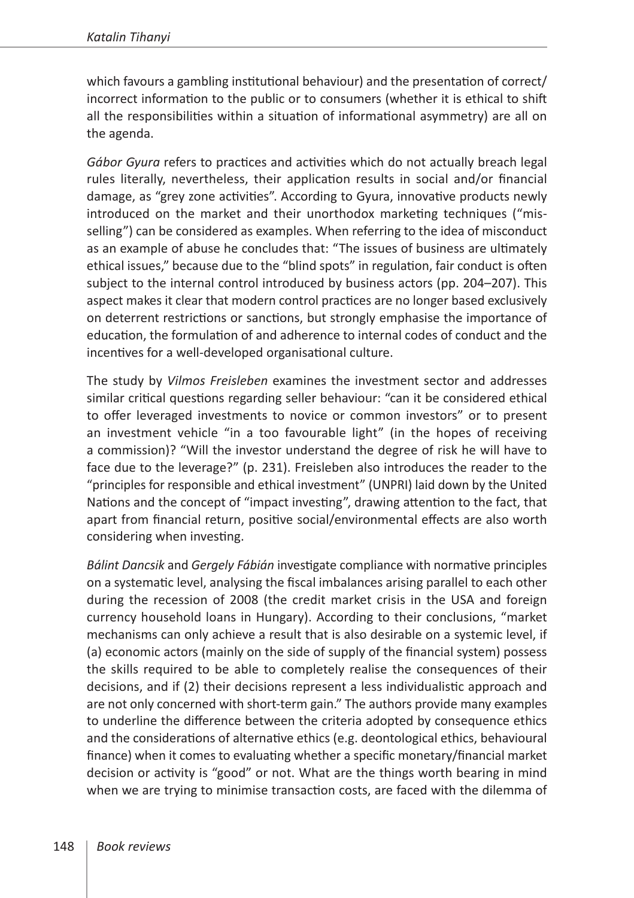which favours a gambling institutional behaviour) and the presentation of correct/incorrect information to the public or to consumers (whether it is ethical to shift all the responsibilities within a situation of informational asymmetry) are all on the agenda.

*Gábor Gyura* refers to practices and activities which do not actually breach legal rules literally, nevertheless, their application results in social and/or financial damage, as "grey zone activities". According to Gyura, innovative products newly introduced on the market and their unorthodox marketing techniques ("mis-selling") can be considered as examples. When referring to the idea of misconduct as an example of abuse he concludes that: "The issues of business are ultimately ethical issues," because due to the "blind spots" in regulation, fair conduct is often subject to the internal control introduced by business actors (pp. 204–207). This aspect makes it clear that modern control practices are no longer based exclusively on deterrent restrictions or sanctions, but strongly emphasise the importance of education, the formulation of and adherence to internal codes of conduct and the incentives for a well-developed organisational culture.

The study by *Vilmos Freisleben* examines the investment sector and addresses similar critical questions regarding seller behaviour: "can it be considered ethical to offer leveraged investments to novice or common investors" or to present an investment vehicle "in a too favourable light" (in the hopes of receiving a commission)? "Will the investor understand the degree of risk he will have to face due to the leverage?" (p. 231). Freisleben also introduces the reader to the "principles for responsible and ethical investment" (UNPRI) laid down by the United Nations and the concept of "impact investing", drawing attention to the fact, that apart from financial return, positive social/environmental effects are also worth considering when investing.

*Bálint Dancsik* and *Gergely Fábián* investigate compliance with normative principles on a systematic level, analysing the fiscal imbalances arising parallel to each other during the recession of 2008 (the credit market crisis in the USA and foreign currency household loans in Hungary). According to their conclusions, "market mechanisms can only achieve a result that is also desirable on a systemic level, if (a) economic actors (mainly on the side of supply of the financial system) possess the skills required to be able to completely realise the consequences of their decisions, and if (2) their decisions represent a less individualistic approach and are not only concerned with short-term gain." The authors provide many examples to underline the difference between the criteria adopted by consequence ethics and the considerations of alternative ethics (e.g. deontological ethics, behavioural finance) when it comes to evaluating whether a specific monetary/financial market decision or activity is "good" or not. What are the things worth bearing in mind when we are trying to minimise transaction costs, are faced with the dilemma of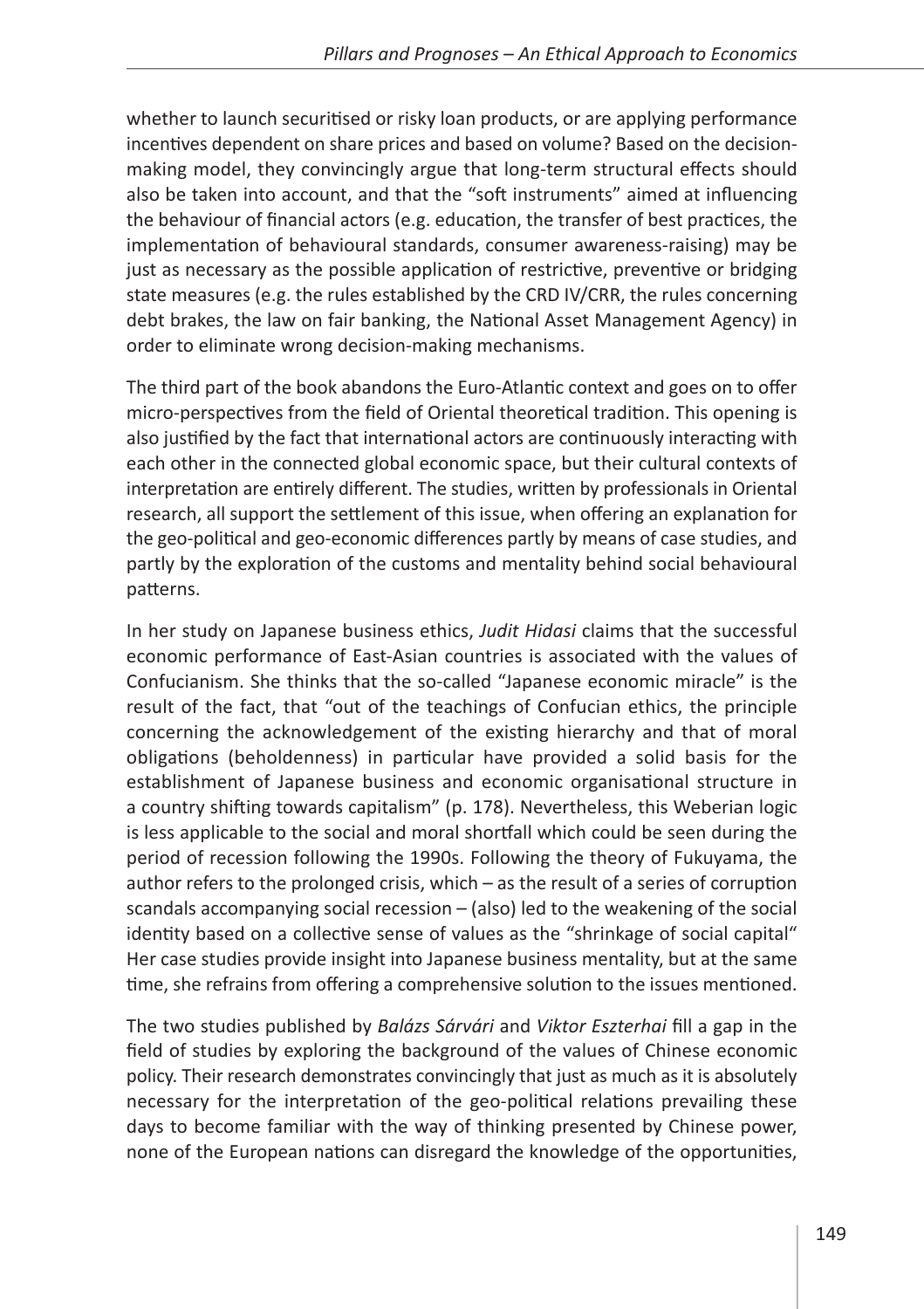whether to launch securitised or risky loan products, or are applying performance incentives dependent on share prices and based on volume? Based on the decision-making model, they convincingly argue that long-term structural effects should also be taken into account, and that the "soft instruments" aimed at influencing the behaviour of financial actors (e.g. education, the transfer of best practices, the implementation of behavioural standards, consumer awareness-raising) may be just as necessary as the possible application of restrictive, preventive or bridging state measures (e.g. the rules established by the CRD IV/CRR, the rules concerning debt brakes, the law on fair banking, the National Asset Management Agency) in order to eliminate wrong decision-making mechanisms.

The third part of the book abandons the Euro-Atlantic context and goes on to offer micro-perspectives from the field of Oriental theoretical tradition. This opening is also justified by the fact that international actors are continuously interacting with each other in the connected global economic space, but their cultural contexts of interpretation are entirely different. The studies, written by professionals in Oriental research, all support the settlement of this issue, when offering an explanation for the geo-political and geo-economic differences partly by means of case studies, and partly by the exploration of the customs and mentality behind social behavioural patterns.

In her study on Japanese business ethics, *Judit Hidasi* claims that the successful economic performance of East-Asian countries is associated with the values of Confucianism. She thinks that the so-called "Japanese economic miracle" is the result of the fact, that "out of the teachings of Confucian ethics, the principle concerning the acknowledgement of the existing hierarchy and that of moral obligations (beholdenness) in particular have provided a solid basis for the establishment of Japanese business and economic organisational structure in a country shifting towards capitalism" (p. 178). Nevertheless, this Weberian logic is less applicable to the social and moral shortfall which could be seen during the period of recession following the 1990s. Following the theory of Fukuyama, the author refers to the prolonged crisis, which – as the result of a series of corruption scandals accompanying social recession – (also) led to the weakening of the social identity based on a collective sense of values as the "shrinkage of social capital" Her case studies provide insight into Japanese business mentality, but at the same time, she refrains from offering a comprehensive solution to the issues mentioned.

The two studies published by *Balázs Sárvári* and *Viktor Eszterhai* fill a gap in the field of studies by exploring the background of the values of Chinese economic policy. Their research demonstrates convincingly that just as much as it is absolutely necessary for the interpretation of the geo-political relations prevailing these days to become familiar with the way of thinking presented by Chinese power, none of the European nations can disregard the knowledge of the opportunities,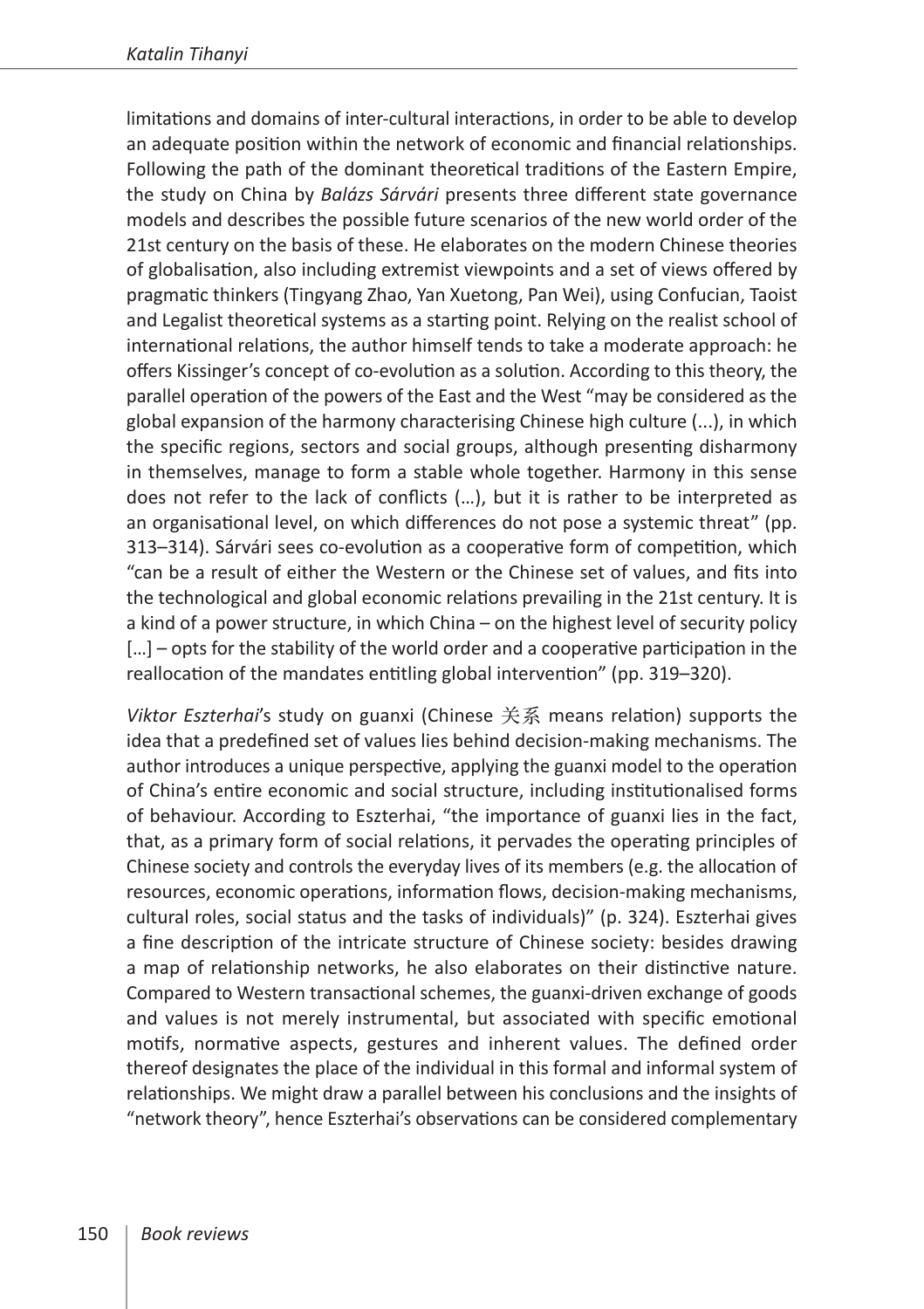limitations and domains of inter-cultural interactions, in order to be able to develop an adequate position within the network of economic and financial relationships. Following the path of the dominant theoretical traditions of the Eastern Empire, the study on China by *Balázs Sárvári* presents three different state governance models and describes the possible future scenarios of the new world order of the 21st century on the basis of these. He elaborates on the modern Chinese theories of globalisation, also including extremist viewpoints and a set of views offered by pragmatic thinkers (Tingyang Zhao, Yan Xuetong, Pan Wei), using Confucian, Taoist and Legalist theoretical systems as a starting point. Relying on the realist school of international relations, the author himself tends to take a moderate approach: he offers Kissinger's concept of co-evolution as a solution. According to this theory, the parallel operation of the powers of the East and the West "may be considered as the global expansion of the harmony characterising Chinese high culture (...), in which the specific regions, sectors and social groups, although presenting disharmony in themselves, manage to form a stable whole together. Harmony in this sense does not refer to the lack of conflicts (…), but it is rather to be interpreted as an organisational level, on which differences do not pose a systemic threat" (pp. 313–314). Sárvári sees co-evolution as a cooperative form of competition, which "can be a result of either the Western or the Chinese set of values, and fits into the technological and global economic relations prevailing in the 21st century. It is a kind of a power structure, in which China – on the highest level of security policy […] – opts for the stability of the world order and a cooperative participation in the reallocation of the mandates entitling global intervention" (pp. 319–320).

*Viktor Eszterhai*'s study on guanxi (Chinese 关系 means relation) supports the idea that a predefined set of values lies behind decision-making mechanisms. The author introduces a unique perspective, applying the guanxi model to the operation of China's entire economic and social structure, including institutionalised forms of behaviour. According to Eszterhai, "the importance of guanxi lies in the fact, that, as a primary form of social relations, it pervades the operating principles of Chinese society and controls the everyday lives of its members (e.g. the allocation of resources, economic operations, information flows, decision-making mechanisms, cultural roles, social status and the tasks of individuals)" (p. 324). Eszterhai gives a fine description of the intricate structure of Chinese society: besides drawing a map of relationship networks, he also elaborates on their distinctive nature. Compared to Western transactional schemes, the guanxi-driven exchange of goods and values is not merely instrumental, but associated with specific emotional motifs, normative aspects, gestures and inherent values. The defined order thereof designates the place of the individual in this formal and informal system of relationships. We might draw a parallel between his conclusions and the insights of "network theory", hence Eszterhai's observations can be considered complementary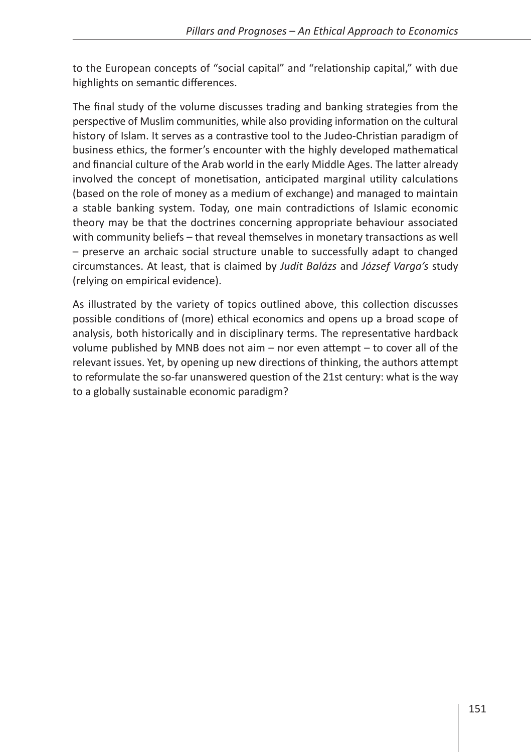to the European concepts of "social capital" and "relationship capital," with due highlights on semantic differences.

The final study of the volume discusses trading and banking strategies from the perspective of Muslim communities, while also providing information on the cultural history of Islam. It serves as a contrastive tool to the Judeo-Christian paradigm of business ethics, the former's encounter with the highly developed mathematical and financial culture of the Arab world in the early Middle Ages. The latter already involved the concept of monetisation, anticipated marginal utility calculations (based on the role of money as a medium of exchange) and managed to maintain a stable banking system. Today, one main contradictions of Islamic economic theory may be that the doctrines concerning appropriate behaviour associated with community beliefs – that reveal themselves in monetary transactions as well – preserve an archaic social structure unable to successfully adapt to changed circumstances. At least, that is claimed by *Judit Balázs* and *József Varga's* study (relying on empirical evidence).

As illustrated by the variety of topics outlined above, this collection discusses possible conditions of (more) ethical economics and opens up a broad scope of analysis, both historically and in disciplinary terms. The representative hardback volume published by MNB does not aim – nor even attempt – to cover all of the relevant issues. Yet, by opening up new directions of thinking, the authors attempt to reformulate the so-far unanswered question of the 21st century: what is the way to a globally sustainable economic paradigm?